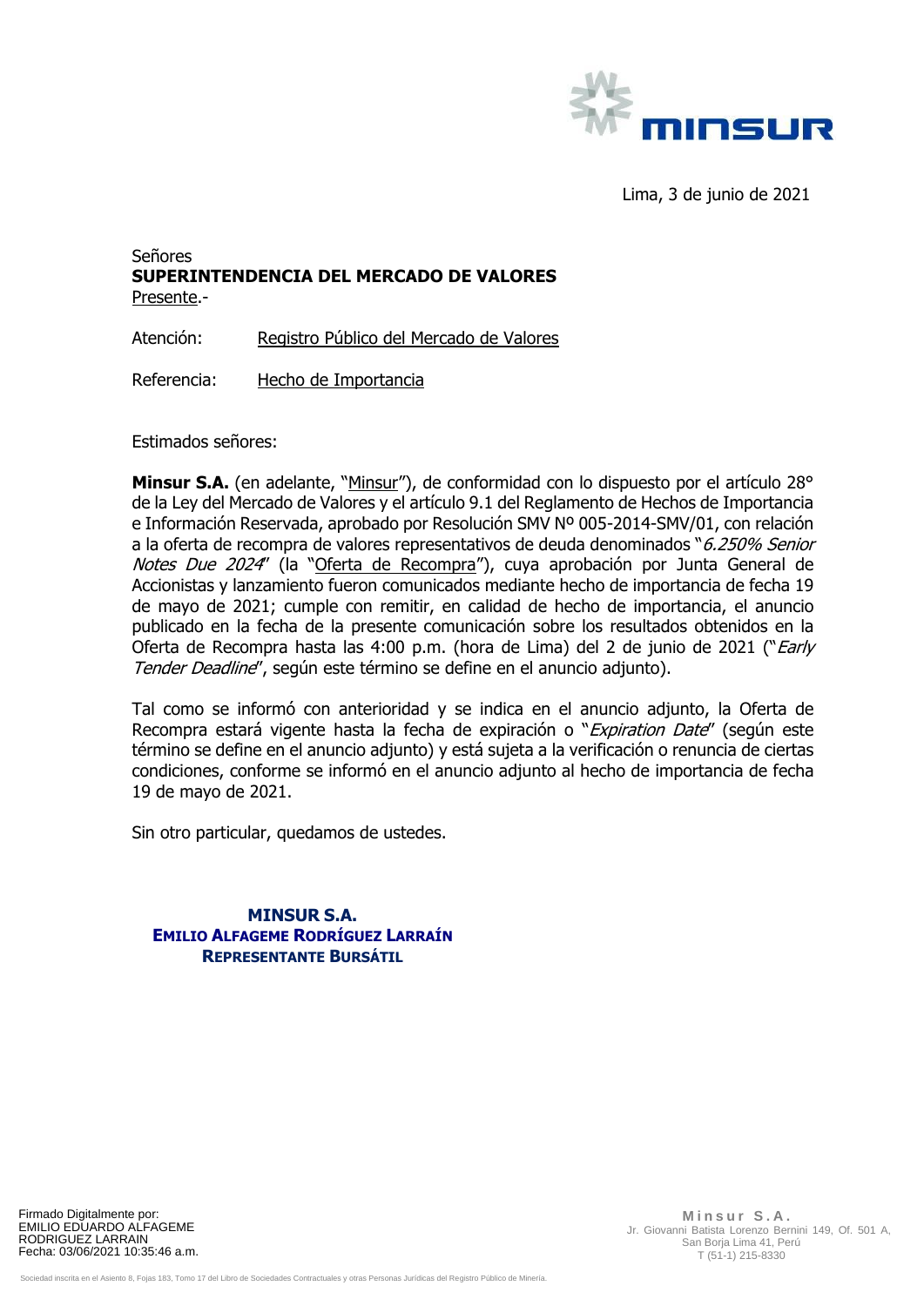Lima, 3 de junio de 2021

Señores
**SUPERINTENDENCIA DEL MERCADO DE VALORES**
Presente.-

Atención: Registro Público del Mercado de Valores

Referencia: Hecho de Importancia

Estimados señores:

**Minsur S.A.** (en adelante, "Minsur"), de conformidad con lo dispuesto por el artículo 28° de la Ley del Mercado de Valores y el artículo 9.1 del Reglamento de Hechos de Importancia e Información Reservada, aprobado por Resolución SMV Nº 005-2014-SMV/01, con relación a la oferta de recompra de valores representativos de deuda denominados "*6.250% Senior Notes Due 2024*" (la "Oferta de Recompra"), cuya aprobación por Junta General de Accionistas y lanzamiento fueron comunicados mediante hecho de importancia de fecha 19 de mayo de 2021; cumple con remitir, en calidad de hecho de importancia, el anuncio publicado en la fecha de la presente comunicación sobre los resultados obtenidos en la Oferta de Recompra hasta las 4:00 p.m. (hora de Lima) del 2 de junio de 2021 ("*Early Tender Deadline*", según este término se define en el anuncio adjunto).

Tal como se informó con anterioridad y se indica en el anuncio adjunto, la Oferta de Recompra estará vigente hasta la fecha de expiración o "*Expiration Date*" (según este término se define en el anuncio adjunto) y está sujeta a la verificación o renuncia de ciertas condiciones, conforme se informó en el anuncio adjunto al hecho de importancia de fecha 19 de mayo de 2021.

Sin otro particular, quedamos de ustedes.

**MINSUR S.A.**
**EMILIO ALFAGEME RODRÍGUEZ LARRAÍN**
**REPRESENTANTE BURSÁTIL**

Firmado Digitalmente por:
EMILIO EDUARDO ALFAGEME RODRIGUEZ LARRAIN
Fecha: 03/06/2021 10:35:46 a.m.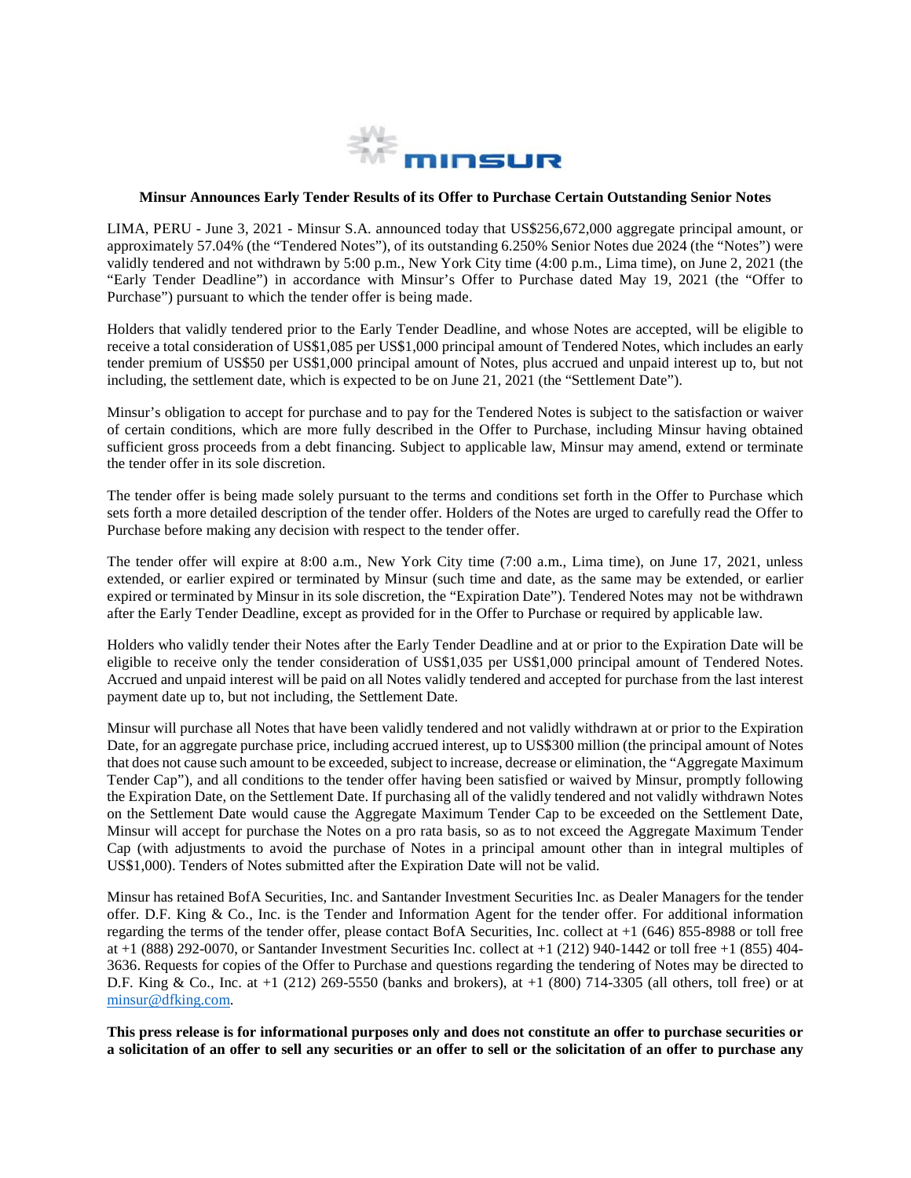**Minsur Announces Early Tender Results of its Offer to Purchase Certain Outstanding Senior Notes**

LIMA, PERU - June 3, 2021 - Minsur S.A. announced today that US$256,672,000 aggregate principal amount, or approximately 57.04% (the "Tendered Notes"), of its outstanding 6.250% Senior Notes due 2024 (the "Notes") were validly tendered and not withdrawn by 5:00 p.m., New York City time (4:00 p.m., Lima time), on June 2, 2021 (the "Early Tender Deadline") in accordance with Minsur's Offer to Purchase dated May 19, 2021 (the "Offer to Purchase") pursuant to which the tender offer is being made.

Holders that validly tendered prior to the Early Tender Deadline, and whose Notes are accepted, will be eligible to receive a total consideration of US$1,085 per US$1,000 principal amount of Tendered Notes, which includes an early tender premium of US$50 per US$1,000 principal amount of Notes, plus accrued and unpaid interest up to, but not including, the settlement date, which is expected to be on June 21, 2021 (the "Settlement Date").

Minsur's obligation to accept for purchase and to pay for the Tendered Notes is subject to the satisfaction or waiver of certain conditions, which are more fully described in the Offer to Purchase, including Minsur having obtained sufficient gross proceeds from a debt financing. Subject to applicable law, Minsur may amend, extend or terminate the tender offer in its sole discretion.

The tender offer is being made solely pursuant to the terms and conditions set forth in the Offer to Purchase which sets forth a more detailed description of the tender offer. Holders of the Notes are urged to carefully read the Offer to Purchase before making any decision with respect to the tender offer.

The tender offer will expire at 8:00 a.m., New York City time (7:00 a.m., Lima time), on June 17, 2021, unless extended, or earlier expired or terminated by Minsur (such time and date, as the same may be extended, or earlier expired or terminated by Minsur in its sole discretion, the "Expiration Date"). Tendered Notes may not be withdrawn after the Early Tender Deadline, except as provided for in the Offer to Purchase or required by applicable law.

Holders who validly tender their Notes after the Early Tender Deadline and at or prior to the Expiration Date will be eligible to receive only the tender consideration of US$1,035 per US$1,000 principal amount of Tendered Notes. Accrued and unpaid interest will be paid on all Notes validly tendered and accepted for purchase from the last interest payment date up to, but not including, the Settlement Date.

Minsur will purchase all Notes that have been validly tendered and not validly withdrawn at or prior to the Expiration Date, for an aggregate purchase price, including accrued interest, up to US$300 million (the principal amount of Notes that does not cause such amount to be exceeded, subject to increase, decrease or elimination, the "Aggregate Maximum Tender Cap"), and all conditions to the tender offer having been satisfied or waived by Minsur, promptly following the Expiration Date, on the Settlement Date. If purchasing all of the validly tendered and not validly withdrawn Notes on the Settlement Date would cause the Aggregate Maximum Tender Cap to be exceeded on the Settlement Date, Minsur will accept for purchase the Notes on a pro rata basis, so as to not exceed the Aggregate Maximum Tender Cap (with adjustments to avoid the purchase of Notes in a principal amount other than in integral multiples of US$1,000). Tenders of Notes submitted after the Expiration Date will not be valid.

Minsur has retained BofA Securities, Inc. and Santander Investment Securities Inc. as Dealer Managers for the tender offer. D.F. King & Co., Inc. is the Tender and Information Agent for the tender offer. For additional information regarding the terms of the tender offer, please contact BofA Securities, Inc. collect at +1 (646) 855-8988 or toll free at +1 (888) 292-0070, or Santander Investment Securities Inc. collect at +1 (212) 940-1442 or toll free +1 (855) 404-3636. Requests for copies of the Offer to Purchase and questions regarding the tendering of Notes may be directed to D.F. King & Co., Inc. at +1 (212) 269-5550 (banks and brokers), at +1 (800) 714-3305 (all others, toll free) or at minsur@dfking.com.

**This press release is for informational purposes only and does not constitute an offer to purchase securities or a solicitation of an offer to sell any securities or an offer to sell or the solicitation of an offer to purchase any**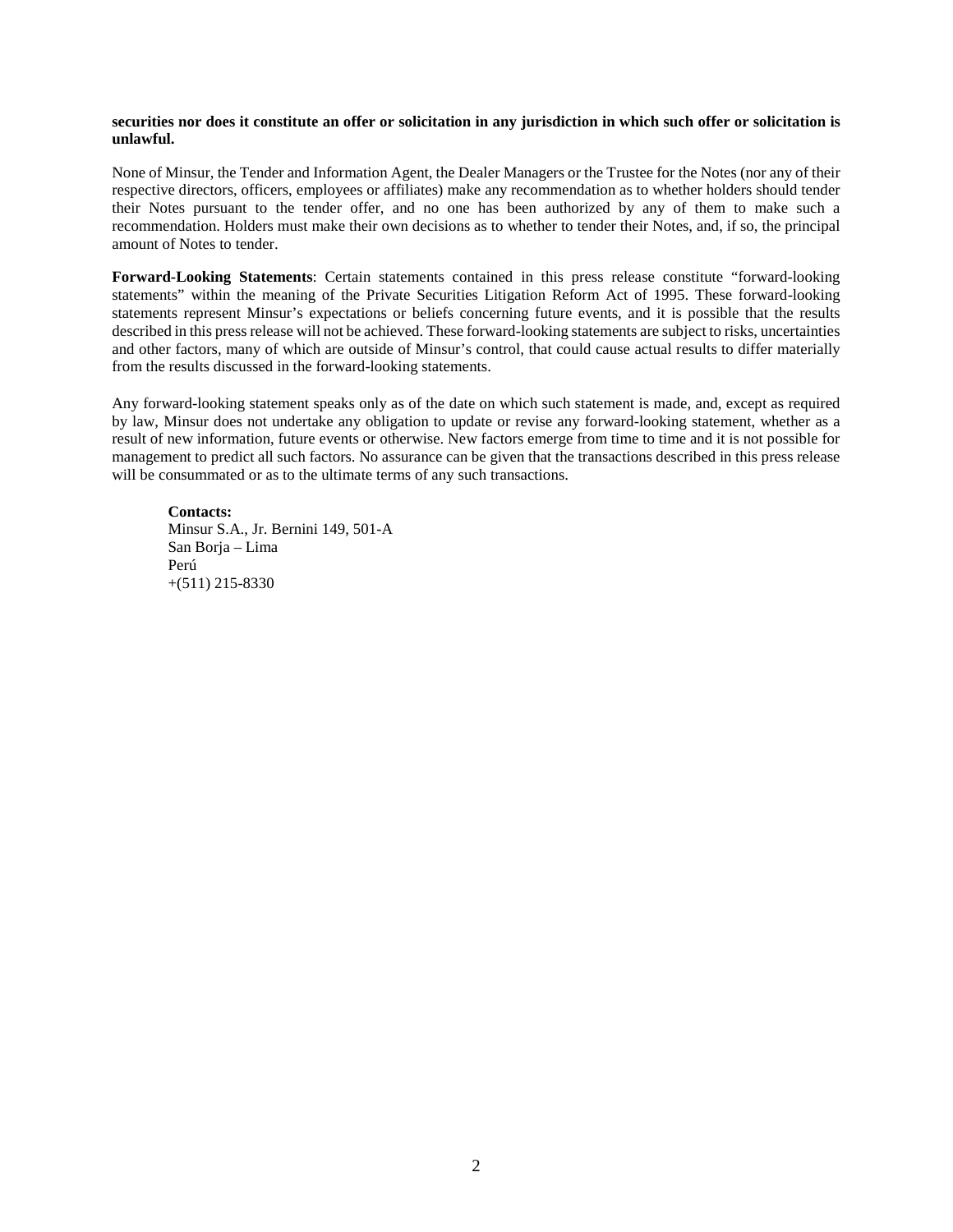**securities nor does it constitute an offer or solicitation in any jurisdiction in which such offer or solicitation is unlawful.**

None of Minsur, the Tender and Information Agent, the Dealer Managers or the Trustee for the Notes (nor any of their respective directors, officers, employees or affiliates) make any recommendation as to whether holders should tender their Notes pursuant to the tender offer, and no one has been authorized by any of them to make such a recommendation. Holders must make their own decisions as to whether to tender their Notes, and, if so, the principal amount of Notes to tender.

**Forward-Looking Statements**: Certain statements contained in this press release constitute "forward-looking statements" within the meaning of the Private Securities Litigation Reform Act of 1995. These forward-looking statements represent Minsur's expectations or beliefs concerning future events, and it is possible that the results described in this press release will not be achieved. These forward-looking statements are subject to risks, uncertainties and other factors, many of which are outside of Minsur's control, that could cause actual results to differ materially from the results discussed in the forward-looking statements.

Any forward-looking statement speaks only as of the date on which such statement is made, and, except as required by law, Minsur does not undertake any obligation to update or revise any forward-looking statement, whether as a result of new information, future events or otherwise. New factors emerge from time to time and it is not possible for management to predict all such factors. No assurance can be given that the transactions described in this press release will be consummated or as to the ultimate terms of any such transactions.

**Contacts:**
Minsur S.A., Jr. Bernini 149, 501-A
San Borja – Lima
Perú
+(511) 215-8330